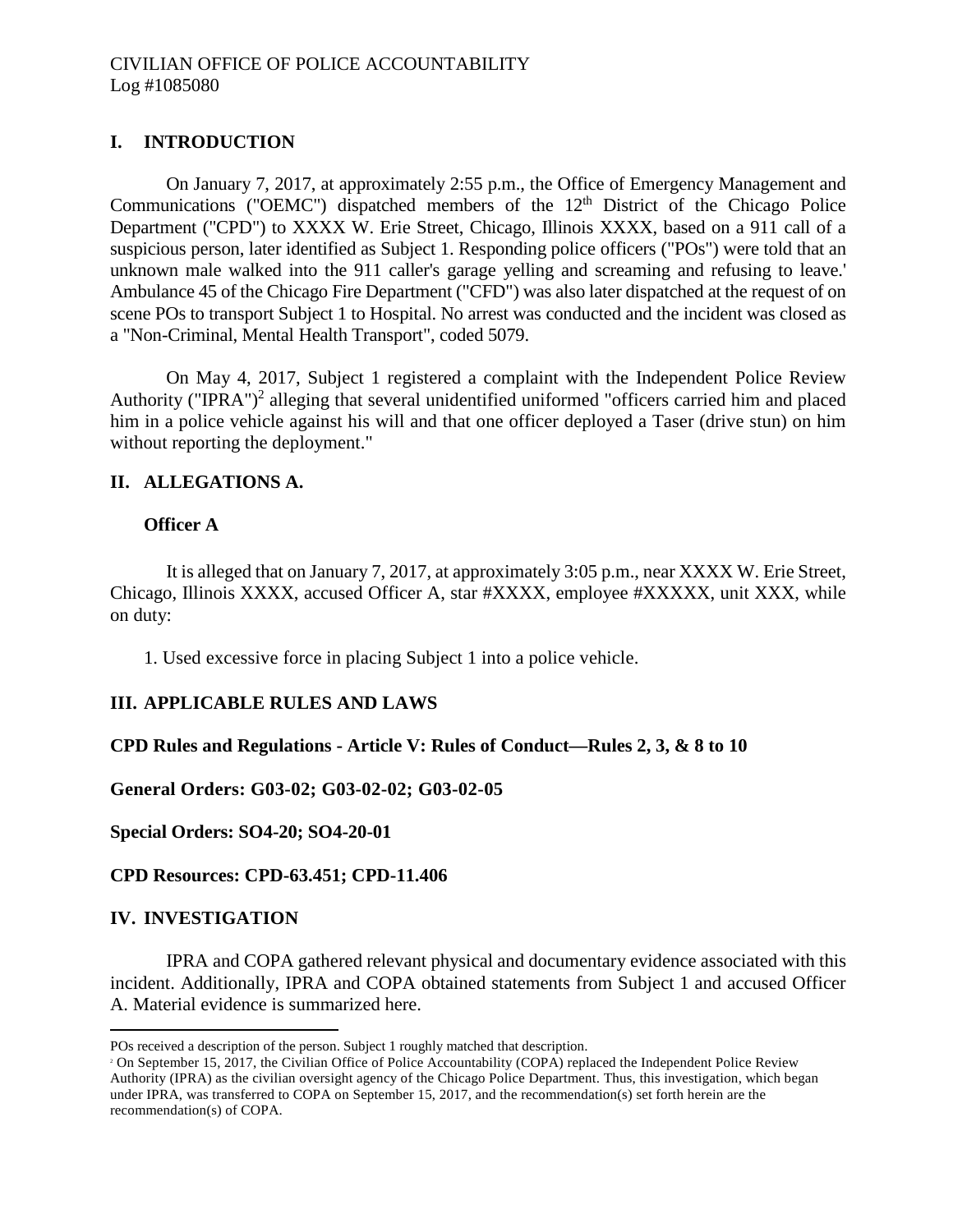CIVILIAN OFFICE OF POLICE ACCOUNTABILITY
Log #1085080

## I. INTRODUCTION

On January 7, 2017, at approximately 2:55 p.m., the Office of Emergency Management and Communications ("OEMC") dispatched members of the 12th District of the Chicago Police Department ("CPD") to XXXX W. Erie Street, Chicago, Illinois XXXX, based on a 911 call of a suspicious person, later identified as Subject 1. Responding police officers ("POs") were told that an unknown male walked into the 911 caller's garage yelling and screaming and refusing to leave.' Ambulance 45 of the Chicago Fire Department ("CFD") was also later dispatched at the request of on scene POs to transport Subject 1 to Hospital. No arrest was conducted and the incident was closed as a "Non-Criminal, Mental Health Transport", coded 5079.

On May 4, 2017, Subject 1 registered a complaint with the Independent Police Review Authority ("IPRA")[2] alleging that several unidentified uniformed "officers carried him and placed him in a police vehicle against his will and that one officer deployed a Taser (drive stun) on him without reporting the deployment."

## II. ALLEGATIONS A.

### Officer A

It is alleged that on January 7, 2017, at approximately 3:05 p.m., near XXXX W. Erie Street, Chicago, Illinois XXXX, accused Officer A, star #XXXX, employee #XXXXX, unit XXX, while on duty:

1. Used excessive force in placing Subject 1 into a police vehicle.

## III. APPLICABLE RULES AND LAWS

**CPD Rules and Regulations - Article V: Rules of Conduct—Rules 2, 3, & 8 to 10**

**General Orders: G03-02; G03-02-02; G03-02-05**

**Special Orders: SO4-20; SO4-20-01**

**CPD Resources: CPD-63.451; CPD-11.406**

## IV. INVESTIGATION

IPRA and COPA gathered relevant physical and documentary evidence associated with this incident. Additionally, IPRA and COPA obtained statements from Subject 1 and accused Officer A. Material evidence is summarized here.

---

POs received a description of the person. Subject 1 roughly matched that description.

[2] On September 15, 2017, the Civilian Office of Police Accountability (COPA) replaced the Independent Police Review Authority (IPRA) as the civilian oversight agency of the Chicago Police Department. Thus, this investigation, which began under IPRA, was transferred to COPA on September 15, 2017, and the recommendation(s) set forth herein are the recommendation(s) of COPA.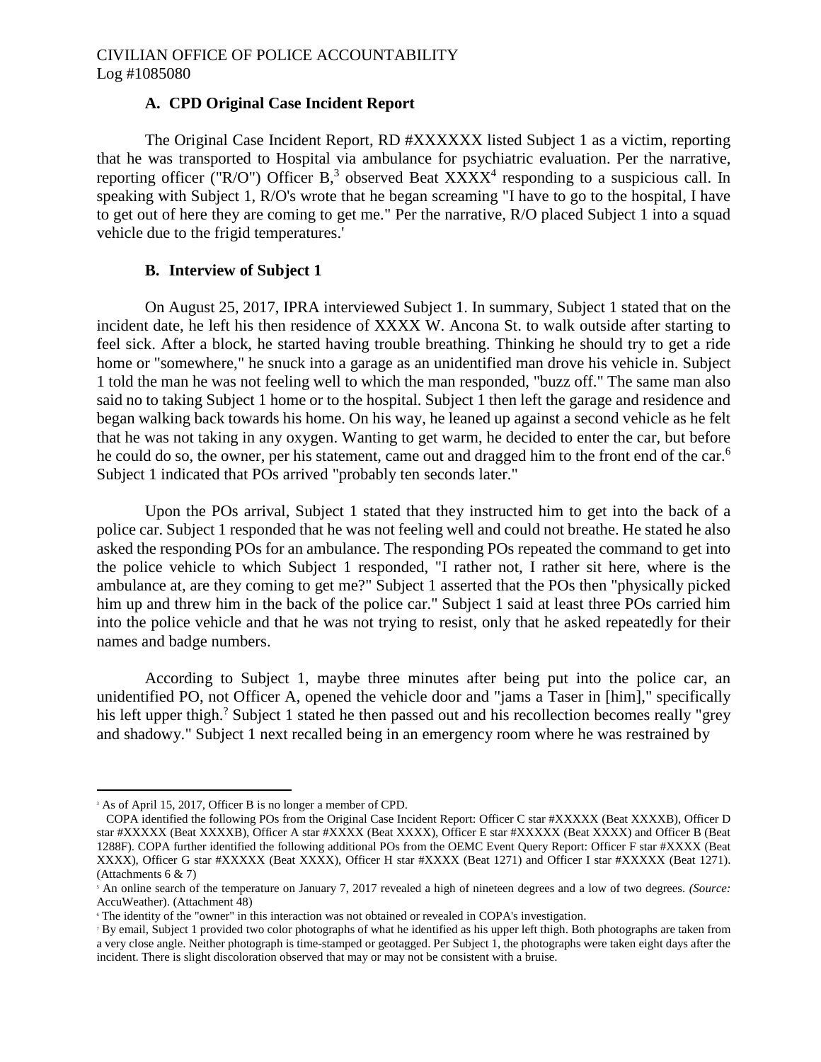### A. CPD Original Case Incident Report

The Original Case Incident Report, RD #XXXXXX listed Subject 1 as a victim, reporting that he was transported to Hospital via ambulance for psychiatric evaluation. Per the narrative, reporting officer ("R/O") Officer B,[3] observed Beat XXXX[4] responding to a suspicious call. In speaking with Subject 1, R/O's wrote that he began screaming "I have to go to the hospital, I have to get out of here they are coming to get me." Per the narrative, R/O placed Subject 1 into a squad vehicle due to the frigid temperatures.'

### B. Interview of Subject 1

On August 25, 2017, IPRA interviewed Subject 1. In summary, Subject 1 stated that on the incident date, he left his then residence of XXXX W. Ancona St. to walk outside after starting to feel sick. After a block, he started having trouble breathing. Thinking he should try to get a ride home or "somewhere," he snuck into a garage as an unidentified man drove his vehicle in. Subject 1 told the man he was not feeling well to which the man responded, "buzz off." The same man also said no to taking Subject 1 home or to the hospital. Subject 1 then left the garage and residence and began walking back towards his home. On his way, he leaned up against a second vehicle as he felt that he was not taking in any oxygen. Wanting to get warm, he decided to enter the car, but before he could do so, the owner, per his statement, came out and dragged him to the front end of the car.[6] Subject 1 indicated that POs arrived "probably ten seconds later."

Upon the POs arrival, Subject 1 stated that they instructed him to get into the back of a police car. Subject 1 responded that he was not feeling well and could not breathe. He stated he also asked the responding POs for an ambulance. The responding POs repeated the command to get into the police vehicle to which Subject 1 responded, "I rather not, I rather sit here, where is the ambulance at, are they coming to get me?" Subject 1 asserted that the POs then "physically picked him up and threw him in the back of the police car." Subject 1 said at least three POs carried him into the police vehicle and that he was not trying to resist, only that he asked repeatedly for their names and badge numbers.

According to Subject 1, maybe three minutes after being put into the police car, an unidentified PO, not Officer A, opened the vehicle door and "jams a Taser in [him]," specifically his left upper thigh.[7] Subject 1 stated he then passed out and his recollection becomes really "grey and shadowy." Subject 1 next recalled being in an emergency room where he was restrained by

---

[3] As of April 15, 2017, Officer B is no longer a member of CPD.

COPA identified the following POs from the Original Case Incident Report: Officer C star #XXXXX (Beat XXXXB), Officer D star #XXXXX (Beat XXXXB), Officer A star #XXXX (Beat XXXX), Officer E star #XXXXX (Beat XXXX) and Officer B (Beat 1288F). COPA further identified the following additional POs from the OEMC Event Query Report: Officer F star #XXXX (Beat XXXX), Officer G star #XXXXX (Beat XXXX), Officer H star #XXXX (Beat 1271) and Officer I star #XXXXX (Beat 1271). (Attachments 6 & 7)

[5] An online search of the temperature on January 7, 2017 revealed a high of nineteen degrees and a low of two degrees. *(Source:* AccuWeather). (Attachment 48)

[6] The identity of the "owner" in this interaction was not obtained or revealed in COPA's investigation.

[7] By email, Subject 1 provided two color photographs of what he identified as his upper left thigh. Both photographs are taken from a very close angle. Neither photograph is time-stamped or geotagged. Per Subject 1, the photographs were taken eight days after the incident. There is slight discoloration observed that may or may not be consistent with a bruise.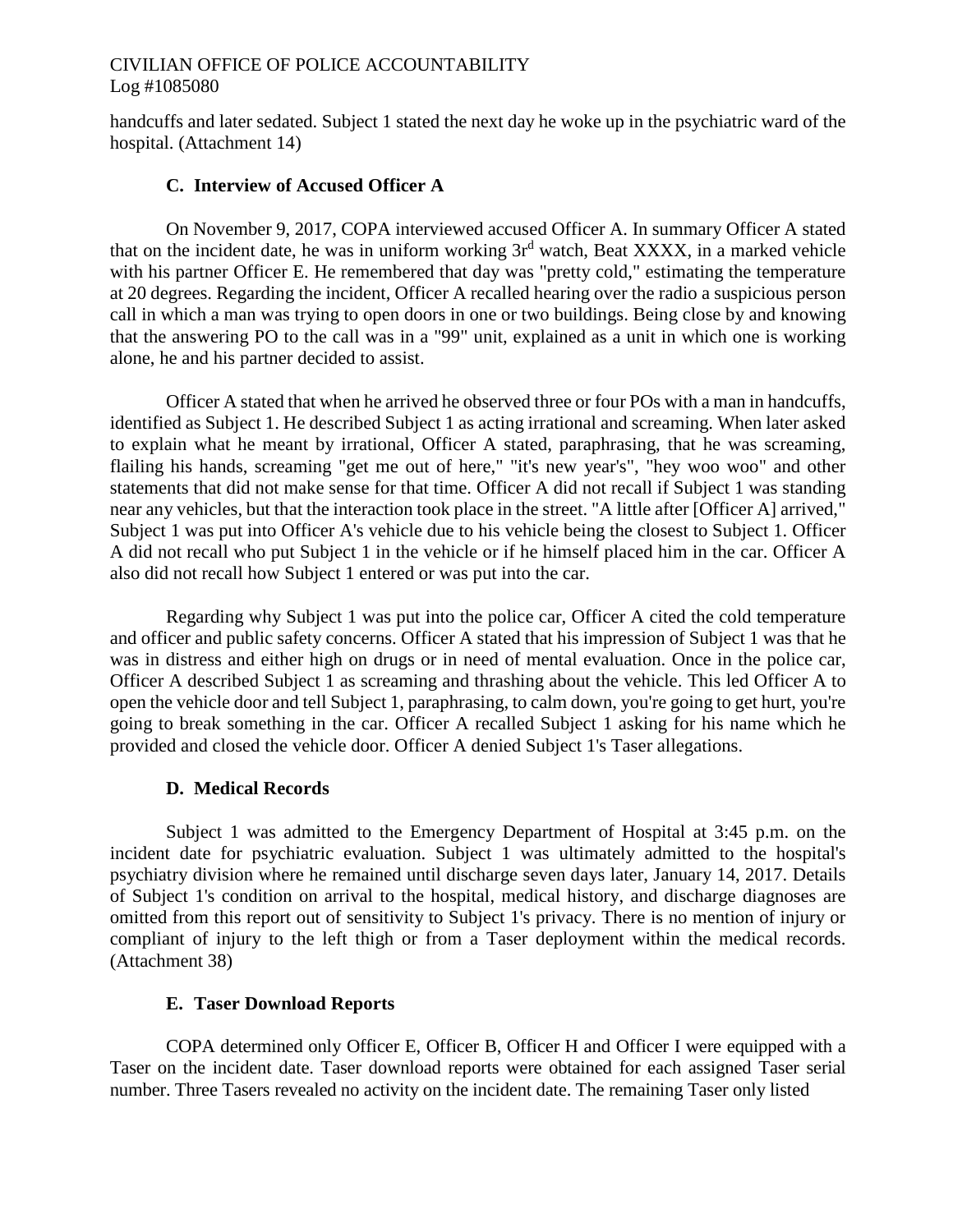handcuffs and later sedated. Subject 1 stated the next day he woke up in the psychiatric ward of the hospital. (Attachment 14)

### C. Interview of Accused Officer A

On November 9, 2017, COPA interviewed accused Officer A. In summary Officer A stated that on the incident date, he was in uniform working 3rd watch, Beat XXXX, in a marked vehicle with his partner Officer E. He remembered that day was "pretty cold," estimating the temperature at 20 degrees. Regarding the incident, Officer A recalled hearing over the radio a suspicious person call in which a man was trying to open doors in one or two buildings. Being close by and knowing that the answering PO to the call was in a "99" unit, explained as a unit in which one is working alone, he and his partner decided to assist.

Officer A stated that when he arrived he observed three or four POs with a man in handcuffs, identified as Subject 1. He described Subject 1 as acting irrational and screaming. When later asked to explain what he meant by irrational, Officer A stated, paraphrasing, that he was screaming, flailing his hands, screaming "get me out of here," "it's new year's", "hey woo woo" and other statements that did not make sense for that time. Officer A did not recall if Subject 1 was standing near any vehicles, but that the interaction took place in the street. "A little after [Officer A] arrived," Subject 1 was put into Officer A's vehicle due to his vehicle being the closest to Subject 1. Officer A did not recall who put Subject 1 in the vehicle or if he himself placed him in the car. Officer A also did not recall how Subject 1 entered or was put into the car.

Regarding why Subject 1 was put into the police car, Officer A cited the cold temperature and officer and public safety concerns. Officer A stated that his impression of Subject 1 was that he was in distress and either high on drugs or in need of mental evaluation. Once in the police car, Officer A described Subject 1 as screaming and thrashing about the vehicle. This led Officer A to open the vehicle door and tell Subject 1, paraphrasing, to calm down, you're going to get hurt, you're going to break something in the car. Officer A recalled Subject 1 asking for his name which he provided and closed the vehicle door. Officer A denied Subject 1's Taser allegations.

### D. Medical Records

Subject 1 was admitted to the Emergency Department of Hospital at 3:45 p.m. on the incident date for psychiatric evaluation. Subject 1 was ultimately admitted to the hospital's psychiatry division where he remained until discharge seven days later, January 14, 2017. Details of Subject 1's condition on arrival to the hospital, medical history, and discharge diagnoses are omitted from this report out of sensitivity to Subject 1's privacy. There is no mention of injury or compliant of injury to the left thigh or from a Taser deployment within the medical records. (Attachment 38)

### E. Taser Download Reports

COPA determined only Officer E, Officer B, Officer H and Officer I were equipped with a Taser on the incident date. Taser download reports were obtained for each assigned Taser serial number. Three Tasers revealed no activity on the incident date. The remaining Taser only listed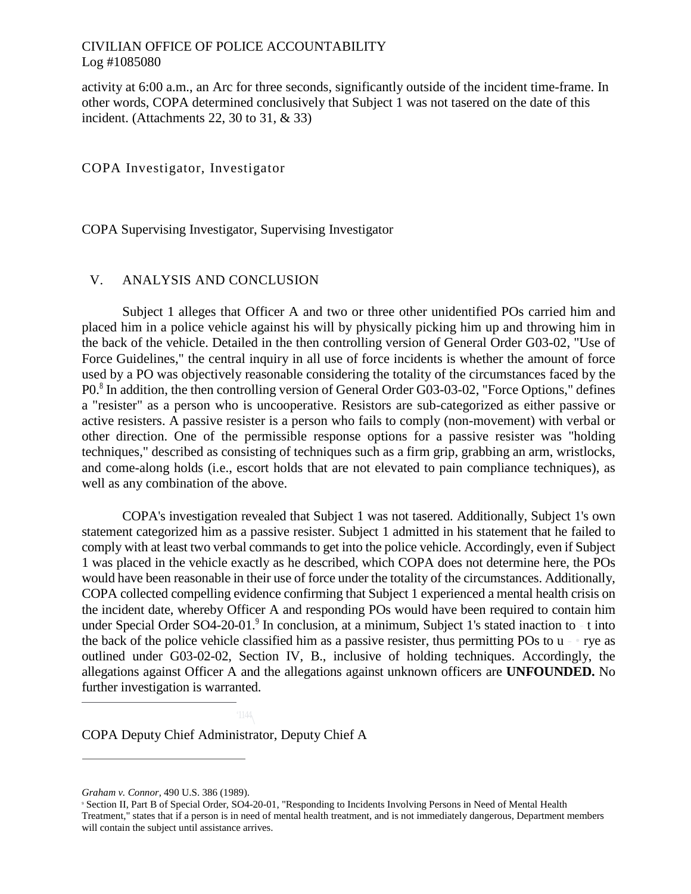activity at 6:00 a.m., an Arc for three seconds, significantly outside of the incident time-frame. In other words, COPA determined conclusively that Subject 1 was not tasered on the date of this incident. (Attachments 22, 30 to 31, & 33)

COPA Investigator, Investigator

COPA Supervising Investigator, Supervising Investigator

## V. ANALYSIS AND CONCLUSION

Subject 1 alleges that Officer A and two or three other unidentified POs carried him and placed him in a police vehicle against his will by physically picking him up and throwing him in the back of the vehicle. Detailed in the then controlling version of General Order G03-02, "Use of Force Guidelines," the central inquiry in all use of force incidents is whether the amount of force used by a PO was objectively reasonable considering the totality of the circumstances faced by the P0.[8] In addition, the then controlling version of General Order G03-03-02, "Force Options," defines a "resister" as a person who is uncooperative. Resistors are sub-categorized as either passive or active resisters. A passive resister is a person who fails to comply (non-movement) with verbal or other direction. One of the permissible response options for a passive resister was "holding techniques," described as consisting of techniques such as a firm grip, grabbing an arm, wristlocks, and come-along holds (i.e., escort holds that are not elevated to pain compliance techniques), as well as any combination of the above.

COPA's investigation revealed that Subject 1 was not tasered. Additionally, Subject 1's own statement categorized him as a passive resister. Subject 1 admitted in his statement that he failed to comply with at least two verbal commands to get into the police vehicle. Accordingly, even if Subject 1 was placed in the vehicle exactly as he described, which COPA does not determine here, the POs would have been reasonable in their use of force under the totality of the circumstances. Additionally, COPA collected compelling evidence confirming that Subject 1 experienced a mental health crisis on the incident date, whereby Officer A and responding POs would have been required to contain him under Special Order SO4-20-01.[9] In conclusion, at a minimum, Subject 1's stated inaction to - t into the back of the police vehicle classified him as a passive resister, thus permitting POs to u - • rye as outlined under G03-02-02, Section IV, B., inclusive of holding techniques. Accordingly, the allegations against Officer A and the allegations against unknown officers are **UNFOUNDED.** No further investigation is warranted.

COPA Deputy Chief Administrator, Deputy Chief A

---

*Graham v. Connor*, 490 U.S. 386 (1989).

[9] Section II, Part B of Special Order, SO4-20-01, "Responding to Incidents Involving Persons in Need of Mental Health Treatment," states that if a person is in need of mental health treatment, and is not immediately dangerous, Department members will contain the subject until assistance arrives.